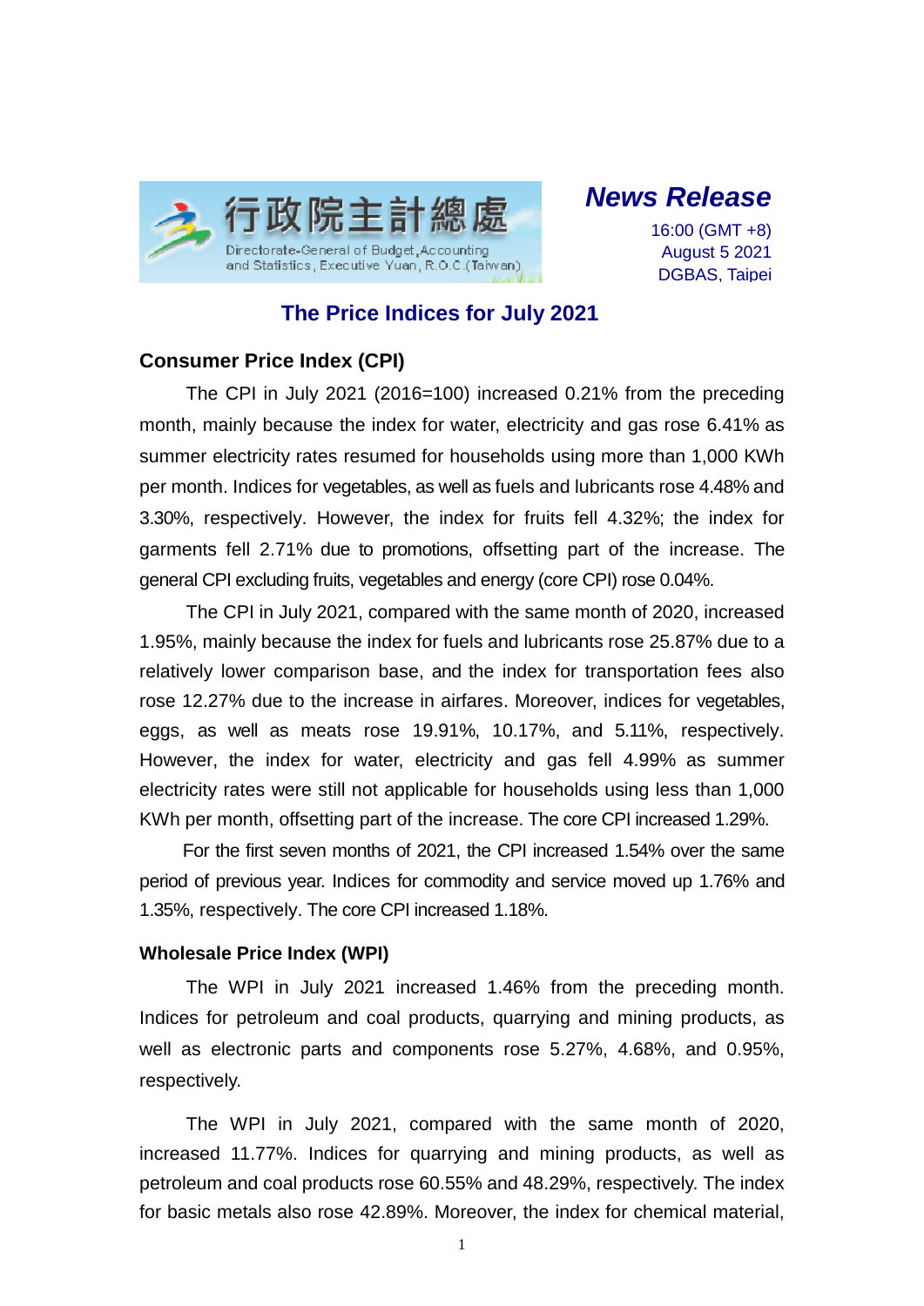行政院主計總處
Directorate-General of Budget, Accounting and Statistics, Executive Yuan, R.O.C.(Taiwan)

***News Release***

16:00 (GMT +8)
August 5 2021
DGBAS, Taipei

# The Price Indices for July 2021

## Consumer Price Index (CPI)

The CPI in July 2021 (2016=100) increased 0.21% from the preceding month, mainly because the index for water, electricity and gas rose 6.41% as summer electricity rates resumed for households using more than 1,000 KWh per month. Indices for vegetables, as well as fuels and lubricants rose 4.48% and 3.30%, respectively. However, the index for fruits fell 4.32%; the index for garments fell 2.71% due to promotions, offsetting part of the increase. The general CPI excluding fruits, vegetables and energy (core CPI) rose 0.04%.

The CPI in July 2021, compared with the same month of 2020, increased 1.95%, mainly because the index for fuels and lubricants rose 25.87% due to a relatively lower comparison base, and the index for transportation fees also rose 12.27% due to the increase in airfares. Moreover, indices for vegetables, eggs, as well as meats rose 19.91%, 10.17%, and 5.11%, respectively. However, the index for water, electricity and gas fell 4.99% as summer electricity rates were still not applicable for households using less than 1,000 KWh per month, offsetting part of the increase. The core CPI increased 1.29%.

For the first seven months of 2021, the CPI increased 1.54% over the same period of previous year. Indices for commodity and service moved up 1.76% and 1.35%, respectively. The core CPI increased 1.18%.

## Wholesale Price Index (WPI)

The WPI in July 2021 increased 1.46% from the preceding month. Indices for petroleum and coal products, quarrying and mining products, as well as electronic parts and components rose 5.27%, 4.68%, and 0.95%, respectively.

The WPI in July 2021, compared with the same month of 2020, increased 11.77%. Indices for quarrying and mining products, as well as petroleum and coal products rose 60.55% and 48.29%, respectively. The index for basic metals also rose 42.89%. Moreover, the index for chemical material,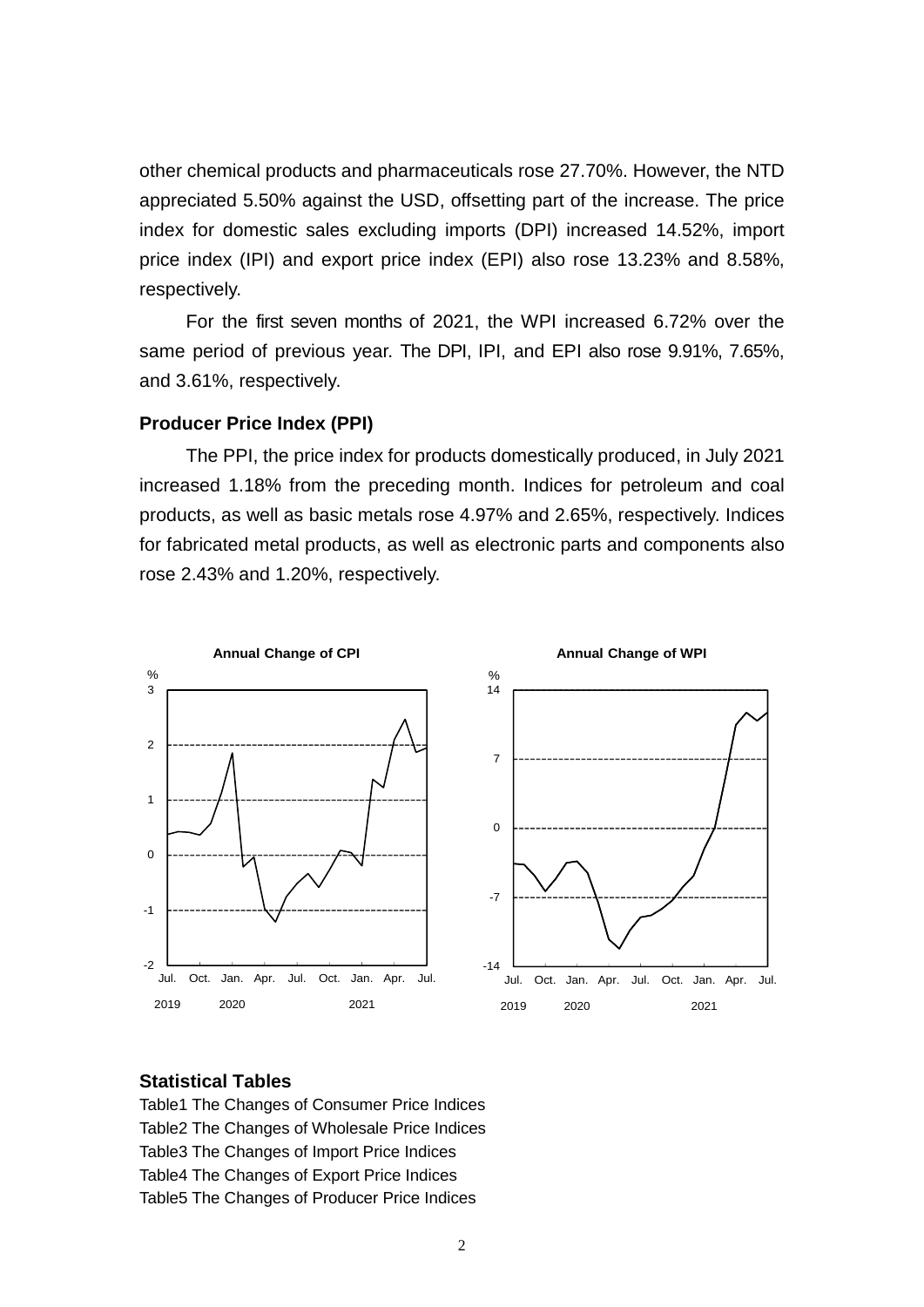other chemical products and pharmaceuticals rose 27.70%. However, the NTD appreciated 5.50% against the USD, offsetting part of the increase. The price index for domestic sales excluding imports (DPI) increased 14.52%, import price index (IPI) and export price index (EPI) also rose 13.23% and 8.58%, respectively.

For the first seven months of 2021, the WPI increased 6.72% over the same period of previous year. The DPI, IPI, and EPI also rose 9.91%, 7.65%, and 3.61%, respectively.

### Producer Price Index (PPI)

The PPI, the price index for products domestically produced, in July 2021 increased 1.18% from the preceding month. Indices for petroleum and coal products, as well as basic metals rose 4.97% and 2.65%, respectively. Indices for fabricated metal products, as well as electronic parts and components also rose 2.43% and 1.20%, respectively.

**Annual Change of CPI**

**Annual Change of WPI**

### Statistical Tables

Table1 The Changes of Consumer Price Indices
Table2 The Changes of Wholesale Price Indices
Table3 The Changes of Import Price Indices
Table4 The Changes of Export Price Indices
Table5 The Changes of Producer Price Indices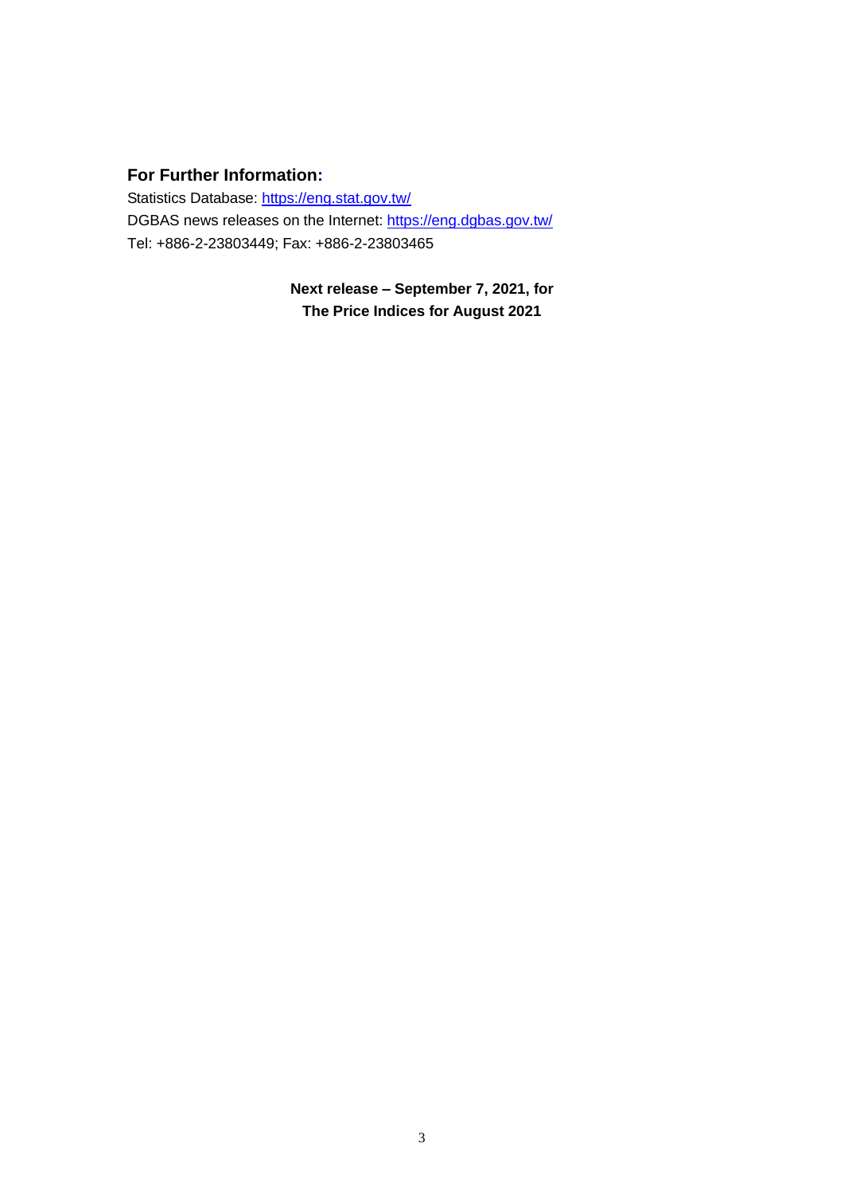## For Further Information:

Statistics Database: https://eng.stat.gov.tw/
DGBAS news releases on the Internet: https://eng.dgbas.gov.tw/
Tel: +886-2-23803449; Fax: +886-2-23803465

**Next release – September 7, 2021, for**
**The Price Indices for August 2021**